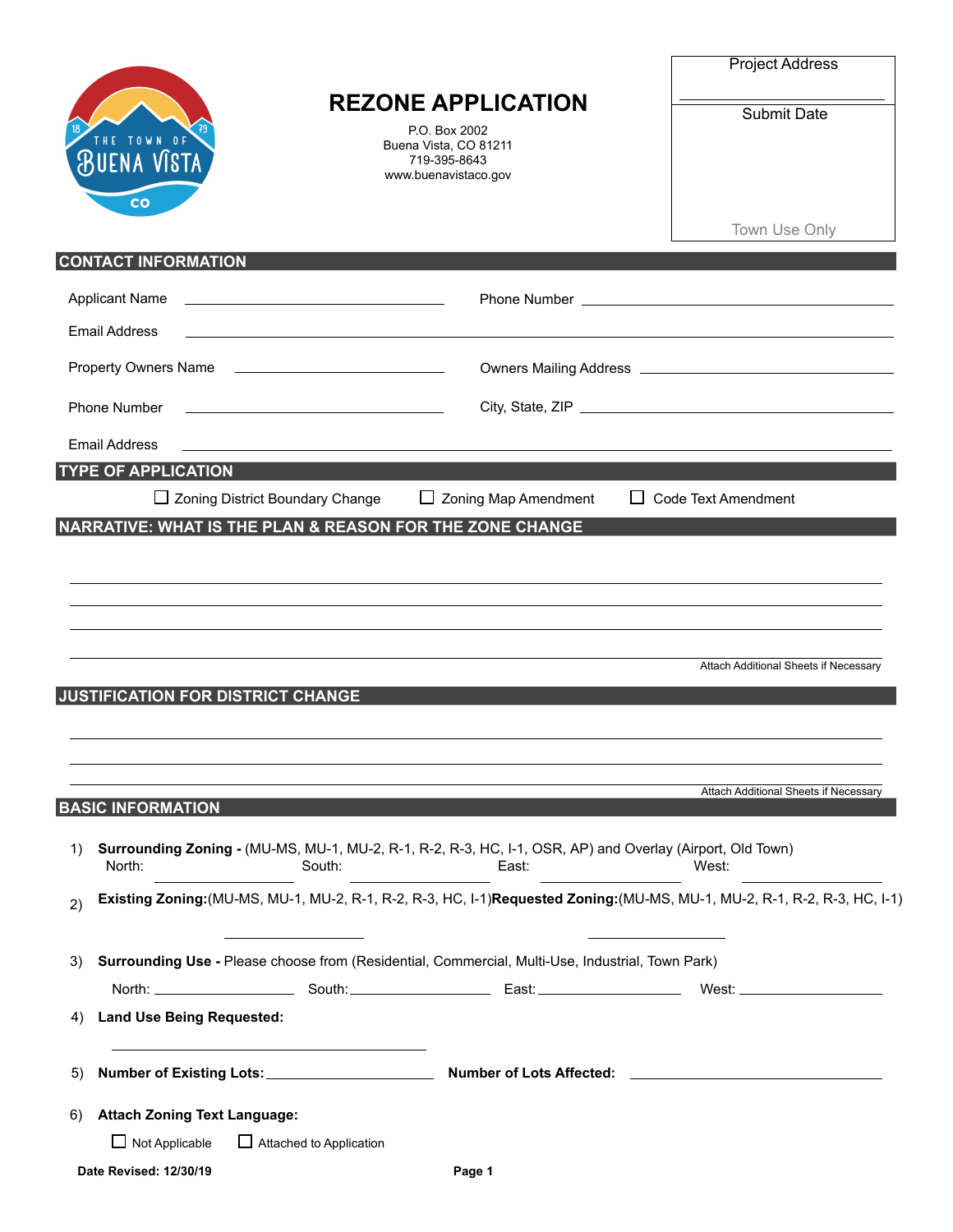# REZONE APPLICATION

P.O. Box 2002
Buena Vista, CO 81211
719-395-8643
www.buenavistaco.gov

| Project Address |
|---|
| |
| Submit Date |
| |
| Town Use Only |

## CONTACT INFORMATION

Applicant Name ______________________ Phone Number ______________________

Email Address ______________________

Property Owners Name ______________________ Owners Mailing Address ______________________

Phone Number ______________________ City, State, ZIP ______________________

Email Address ______________________

## TYPE OF APPLICATION

☐ Zoning District Boundary Change ☐ Zoning Map Amendment ☐ Code Text Amendment

## NARRATIVE: WHAT IS THE PLAN & REASON FOR THE ZONE CHANGE

______________________

______________________

______________________

______________________

Attach Additional Sheets if Necessary

## JUSTIFICATION FOR DISTRICT CHANGE

______________________

______________________

______________________

Attach Additional Sheets if Necessary

## BASIC INFORMATION

1) **Surrounding Zoning -** (MU-MS, MU-1, MU-2, R-1, R-2, R-3, HC, I-1, OSR, AP) and Overlay (Airport, Old Town)
   North: ____________ South: ____________ East: ____________ West: ____________

2) **Existing Zoning:**(MU-MS, MU-1, MU-2, R-1, R-2, R-3, HC, I-1) **Requested Zoning:**(MU-MS, MU-1, MU-2, R-1, R-2, R-3, HC, I-1)
   ____________ ____________

3) **Surrounding Use -** Please choose from (Residential, Commercial, Multi-Use, Industrial, Town Park)
   North: ____________ South: ____________ East: ____________ West: ____________

4) **Land Use Being Requested:**
   ______________________

5) **Number of Existing Lots:** ____________ **Number of Lots Affected:** ____________

6) **Attach Zoning Text Language:**
   ☐ Not Applicable ☐ Attached to Application

**Date Revised: 12/30/19**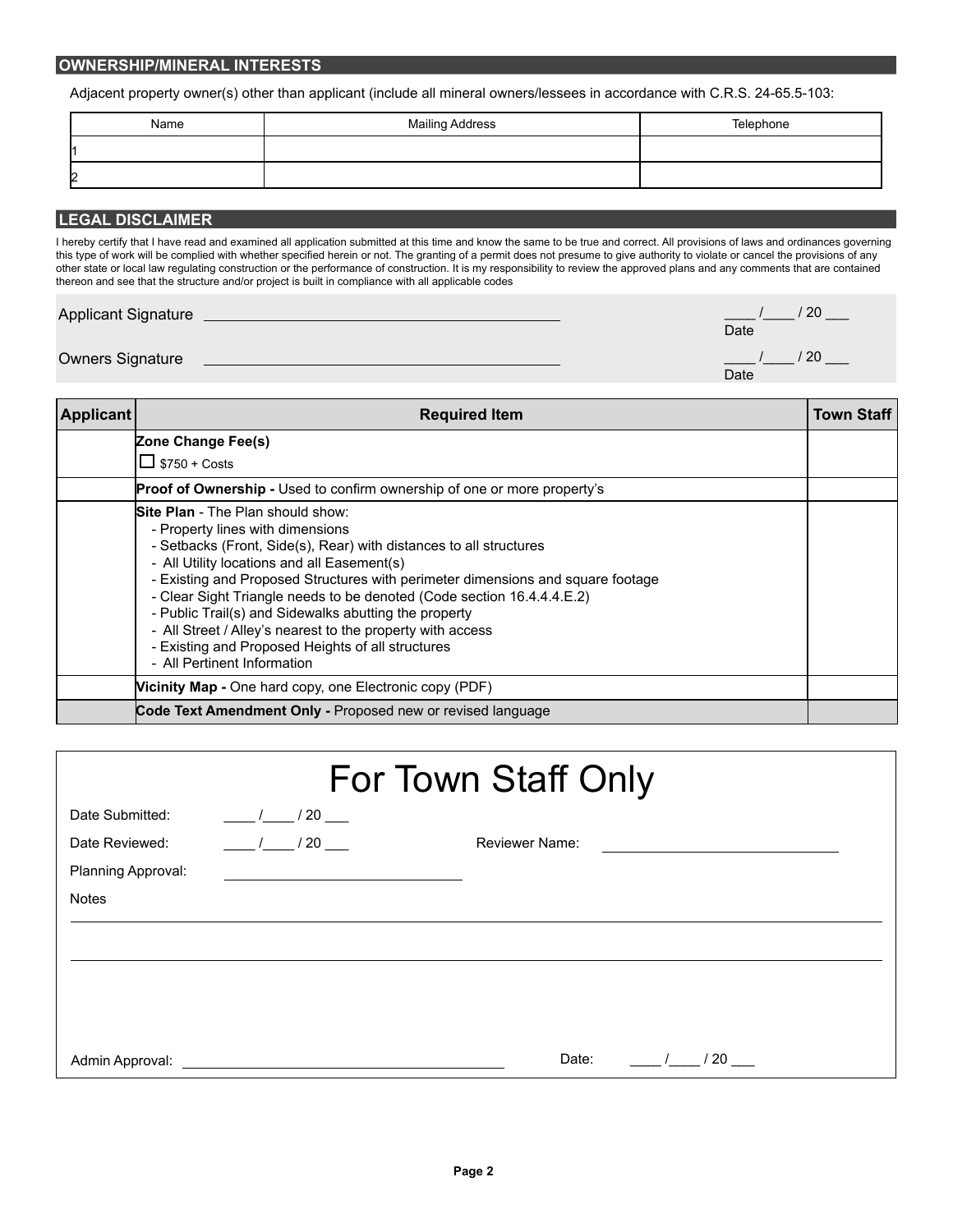## OWNERSHIP/MINERAL INTERESTS

Adjacent property owner(s) other than applicant (include all mineral owners/lessees in accordance with C.R.S. 24-65.5-103:

| Name | Mailing Address | Telephone |
|---|---|---|
| 1 | | |
| 2 | | |

## LEGAL DISCLAIMER

I hereby certify that I have read and examined all application submitted at this time and know the same to be true and correct. All provisions of laws and ordinances governing this type of work will be complied with whether specified herein or not. The granting of a permit does not presume to give authority to violate or cancel the provisions of any other state or local law regulating construction or the performance of construction. It is my responsibility to review the approved plans and any comments that are contained thereon and see that the structure and/or project is built in compliance with all applicable codes

Applicant Signature ______________________________ ____ /____ / 20 ___
Date

Owners Signature ______________________________ ____ /____ / 20 ___
Date

| Applicant | Required Item | Town Staff |
|---|---|---|
| | **Zone Change Fee(s)**<br>☐ $750 + Costs | |
| | **Proof of Ownership -** Used to confirm ownership of one or more property's | |
| | **Site Plan** - The Plan should show:<br>- Property lines with dimensions<br>- Setbacks (Front, Side(s), Rear) with distances to all structures<br>- All Utility locations and all Easement(s)<br>- Existing and Proposed Structures with perimeter dimensions and square footage<br>- Clear Sight Triangle needs to be denoted (Code section 16.4.4.4.E.2)<br>- Public Trail(s) and Sidewalks abutting the property<br>- All Street / Alley's nearest to the property with access<br>- Existing and Proposed Heights of all structures<br>- All Pertinent Information | |
| | **Vicinity Map -** One hard copy, one Electronic copy (PDF) | |
| | **Code Text Amendment Only -** Proposed new or revised language | |

# For Town Staff Only

Date Submitted: ____ /____ / 20 ___

Date Reviewed: ____ /____ / 20 ___ Reviewer Name: ______________________________

Planning Approval: ______________________________

Notes

Admin Approval: ______________________________ Date: ____ /____ / 20 ___